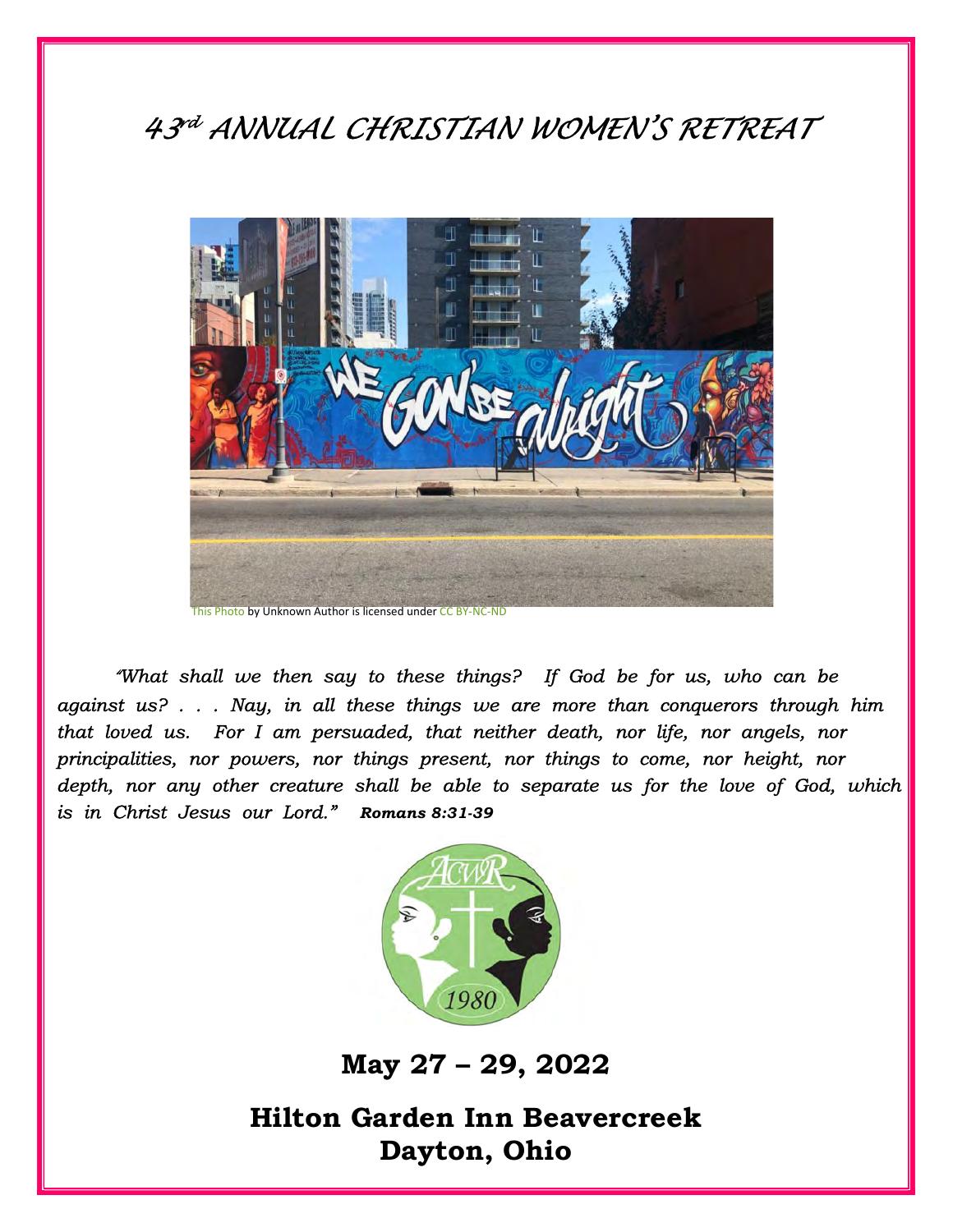# *43rd ANNUAL CHRISTIAN WOMEN'S RETREAT*

This Photo by Unknown Author is licensed under CC BY-NC-ND

*"What shall we then say to these things? If God be for us, who can be against us? . . . Nay, in all these things we are more than conquerors through him that loved us. For I am persuaded, that neither death, nor life, nor angels, nor principalities, nor powers, nor things present, nor things to come, nor height, nor depth, nor any other creature shall be able to separate us for the love of God, which is in Christ Jesus our Lord."* ***Romans 8:31-39***

## May 27 – 29, 2022

## Hilton Garden Inn Beavercreek
## Dayton, Ohio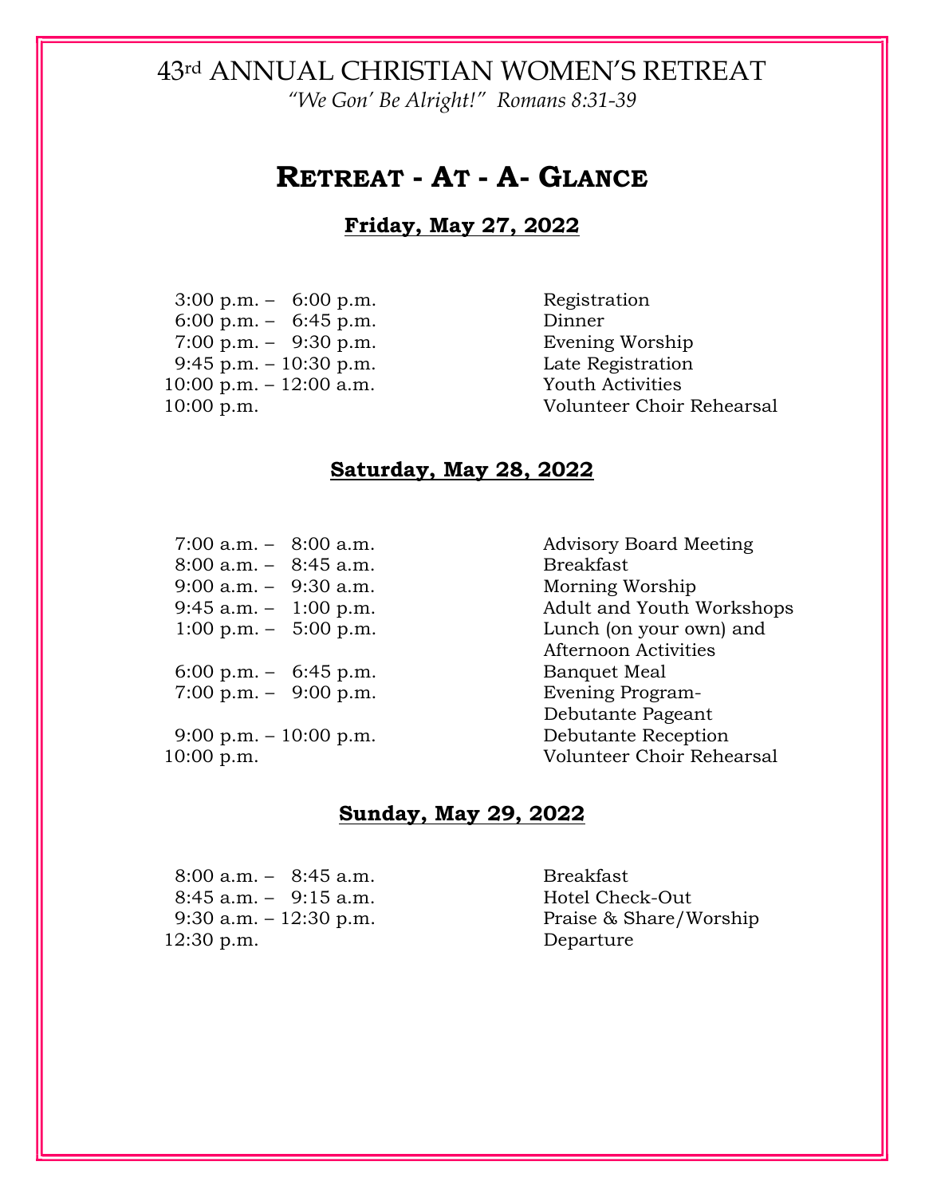43rd ANNUAL CHRISTIAN WOMEN'S RETREAT

*"We Gon' Be Alright!" Romans 8:31-39*

# Retreat - At - A- Glance

## Friday, May 27, 2022

| | |
|---|---|
| 3:00 p.m. – 6:00 p.m. | Registration |
| 6:00 p.m. – 6:45 p.m. | Dinner |
| 7:00 p.m. – 9:30 p.m. | Evening Worship |
| 9:45 p.m. – 10:30 p.m. | Late Registration |
| 10:00 p.m. – 12:00 a.m. | Youth Activities |
| 10:00 p.m. | Volunteer Choir Rehearsal |

## Saturday, May 28, 2022

| | |
|---|---|
| 7:00 a.m. – 8:00 a.m. | Advisory Board Meeting |
| 8:00 a.m. – 8:45 a.m. | Breakfast |
| 9:00 a.m. – 9:30 a.m. | Morning Worship |
| 9:45 a.m. – 1:00 p.m. | Adult and Youth Workshops |
| 1:00 p.m. – 5:00 p.m. | Lunch (on your own) and Afternoon Activities |
| 6:00 p.m. – 6:45 p.m. | Banquet Meal |
| 7:00 p.m. – 9:00 p.m. | Evening Program- Debutante Pageant |
| 9:00 p.m. – 10:00 p.m. | Debutante Reception |
| 10:00 p.m. | Volunteer Choir Rehearsal |

## Sunday, May 29, 2022

| | |
|---|---|
| 8:00 a.m. – 8:45 a.m. | Breakfast |
| 8:45 a.m. – 9:15 a.m. | Hotel Check-Out |
| 9:30 a.m. – 12:30 p.m. | Praise & Share/Worship |
| 12:30 p.m. | Departure |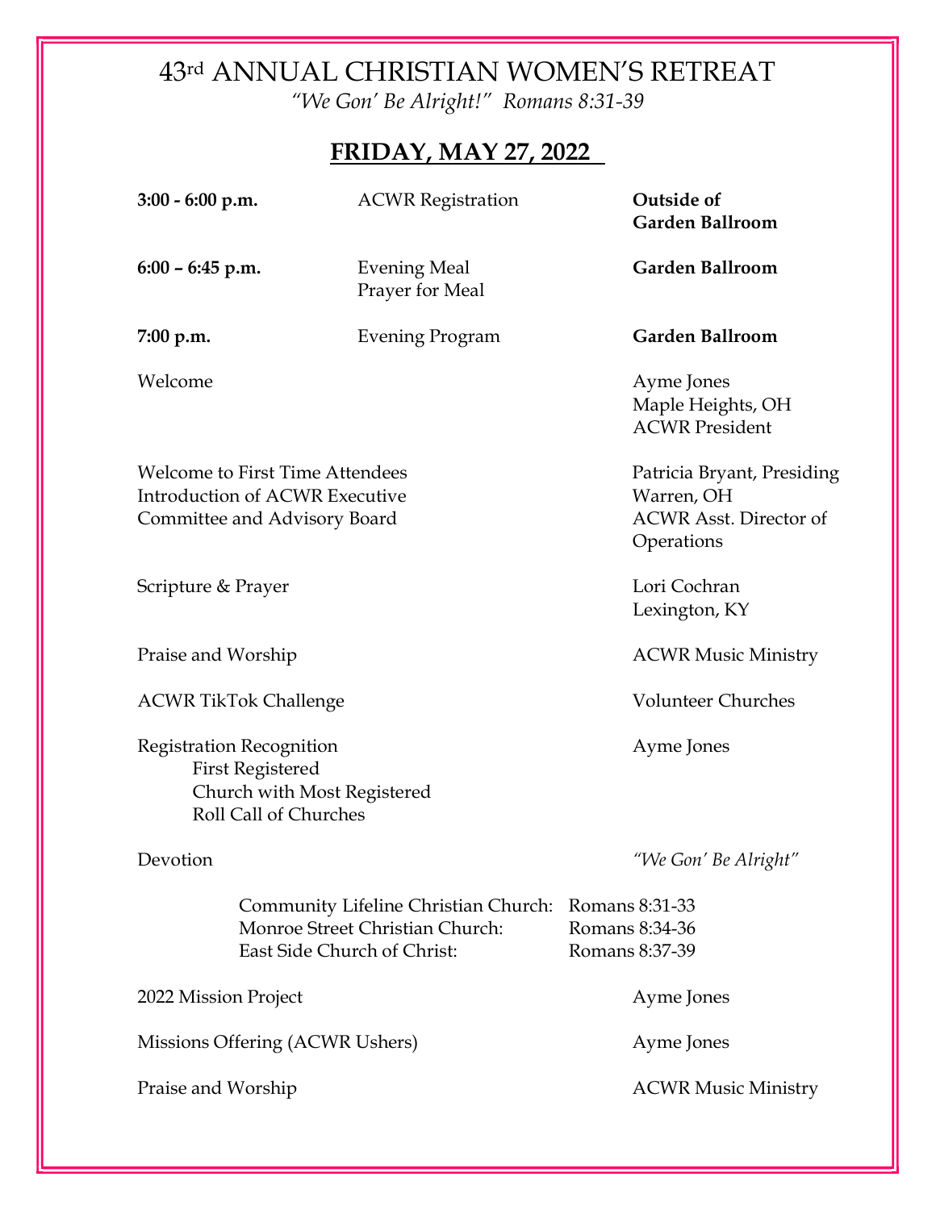# 43rd ANNUAL CHRISTIAN WOMEN'S RETREAT

*"We Gon' Be Alright!" Romans 8:31-39*

## FRIDAY, MAY 27, 2022

| | | |
|---|---|---|
| **3:00 - 6:00 p.m.** | ACWR Registration | **Outside of Garden Ballroom** |
| **6:00 – 6:45 p.m.** | Evening Meal<br>Prayer for Meal | **Garden Ballroom** |
| **7:00 p.m.** | Evening Program | **Garden Ballroom** |

Welcome — Ayme Jones, Maple Heights, OH, ACWR President

Welcome to First Time Attendees
Introduction of ACWR Executive Committee and Advisory Board — Patricia Bryant, Presiding, Warren, OH, ACWR Asst. Director of Operations

Scripture & Prayer — Lori Cochran, Lexington, KY

Praise and Worship — ACWR Music Ministry

ACWR TikTok Challenge — Volunteer Churches

Registration Recognition — Ayme Jones
- First Registered
- Church with Most Registered
- Roll Call of Churches

Devotion — *"We Gon' Be Alright"*

| | |
|---|---|
| Community Lifeline Christian Church: | Romans 8:31-33 |
| Monroe Street Christian Church: | Romans 8:34-36 |
| East Side Church of Christ: | Romans 8:37-39 |

2022 Mission Project — Ayme Jones

Missions Offering (ACWR Ushers) — Ayme Jones

Praise and Worship — ACWR Music Ministry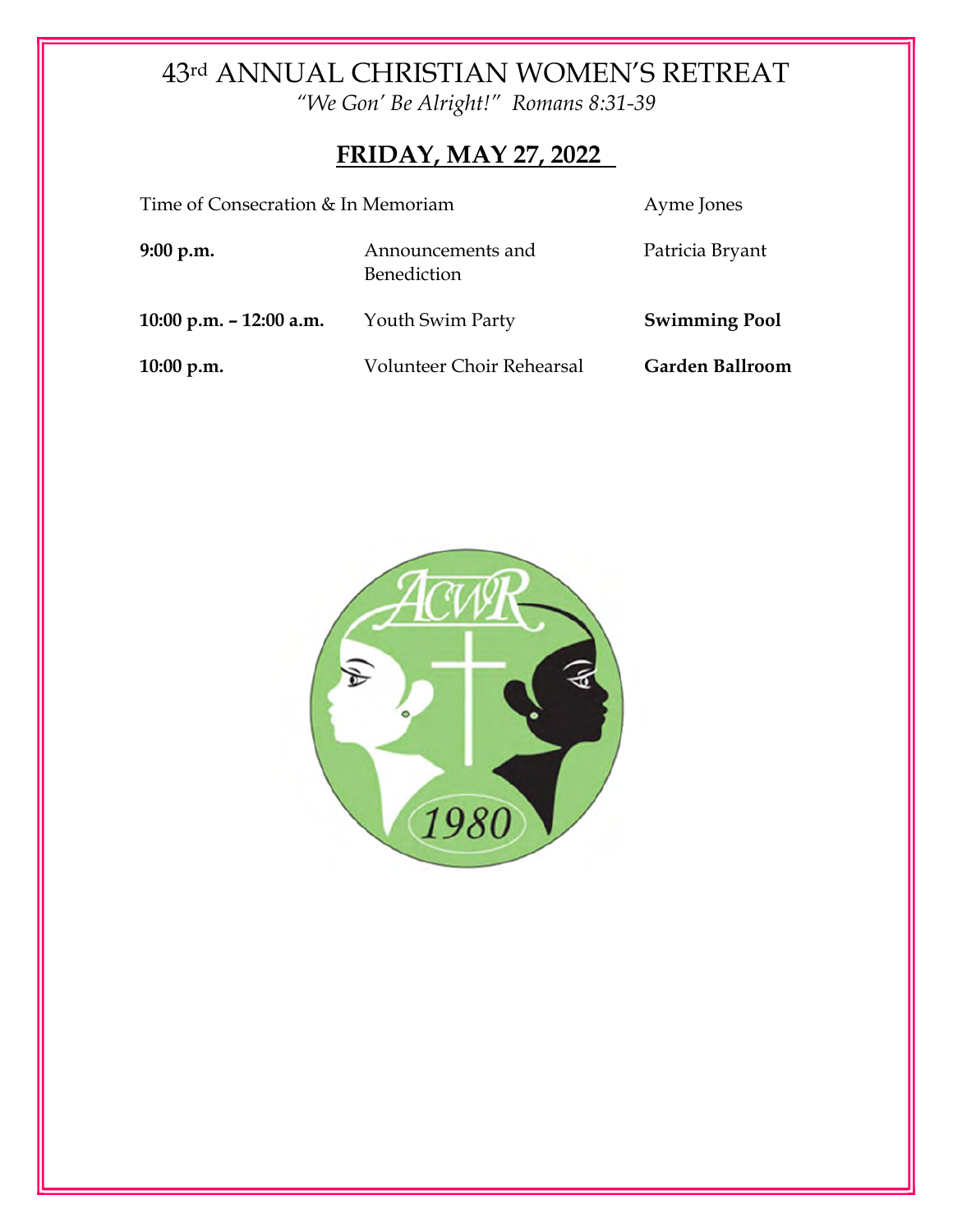# 43rd ANNUAL CHRISTIAN WOMEN'S RETREAT

*"We Gon' Be Alright!" Romans 8:31-39*

## FRIDAY, MAY 27, 2022

| | | |
|---|---|---|
| Time of Consecration & In Memoriam | | Ayme Jones |
| **9:00 p.m.** | Announcements and Benediction | Patricia Bryant |
| **10:00 p.m. – 12:00 a.m.** | Youth Swim Party | **Swimming Pool** |
| **10:00 p.m.** | Volunteer Choir Rehearsal | **Garden Ballroom** |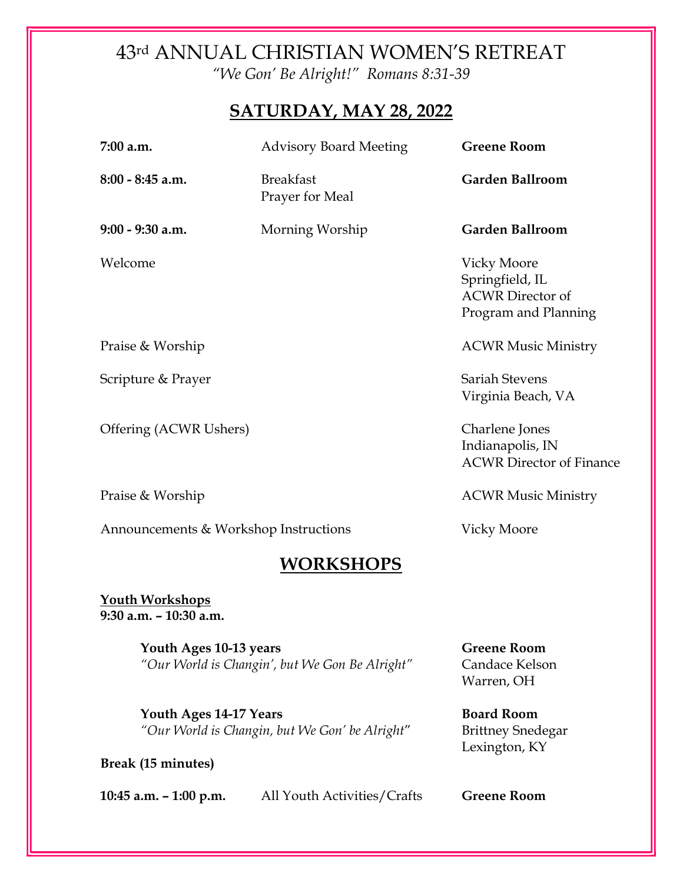# 43rd ANNUAL CHRISTIAN WOMEN'S RETREAT

*"We Gon' Be Alright!" Romans 8:31-39*

## SATURDAY, MAY 28, 2022

| | | |
|---|---|---|
| **7:00 a.m.** | Advisory Board Meeting | **Greene Room** |
| **8:00 - 8:45 a.m.** | Breakfast<br>Prayer for Meal | **Garden Ballroom** |
| **9:00 - 9:30 a.m.** | Morning Worship | **Garden Ballroom** |

Welcome — Vicky Moore, Springfield, IL, ACWR Director of Program and Planning

Praise & Worship — ACWR Music Ministry

Scripture & Prayer — Sariah Stevens, Virginia Beach, VA

Offering (ACWR Ushers) — Charlene Jones, Indianapolis, IN, ACWR Director of Finance

Praise & Worship — ACWR Music Ministry

Announcements & Workshop Instructions — Vicky Moore

## WORKSHOPS

**Youth Workshops**
**9:30 a.m. – 10:30 a.m.**

**Youth Ages 10-13 years** — **Greene Room**
*"Our World is Changin', but We Gon Be Alright"* — Candace Kelson, Warren, OH

**Youth Ages 14-17 Years** — **Board Room**
*"Our World is Changin, but We Gon' be Alright"* — Brittney Snedegar, Lexington, KY

**Break (15 minutes)**

**10:45 a.m. – 1:00 p.m.** All Youth Activities/Crafts **Greene Room**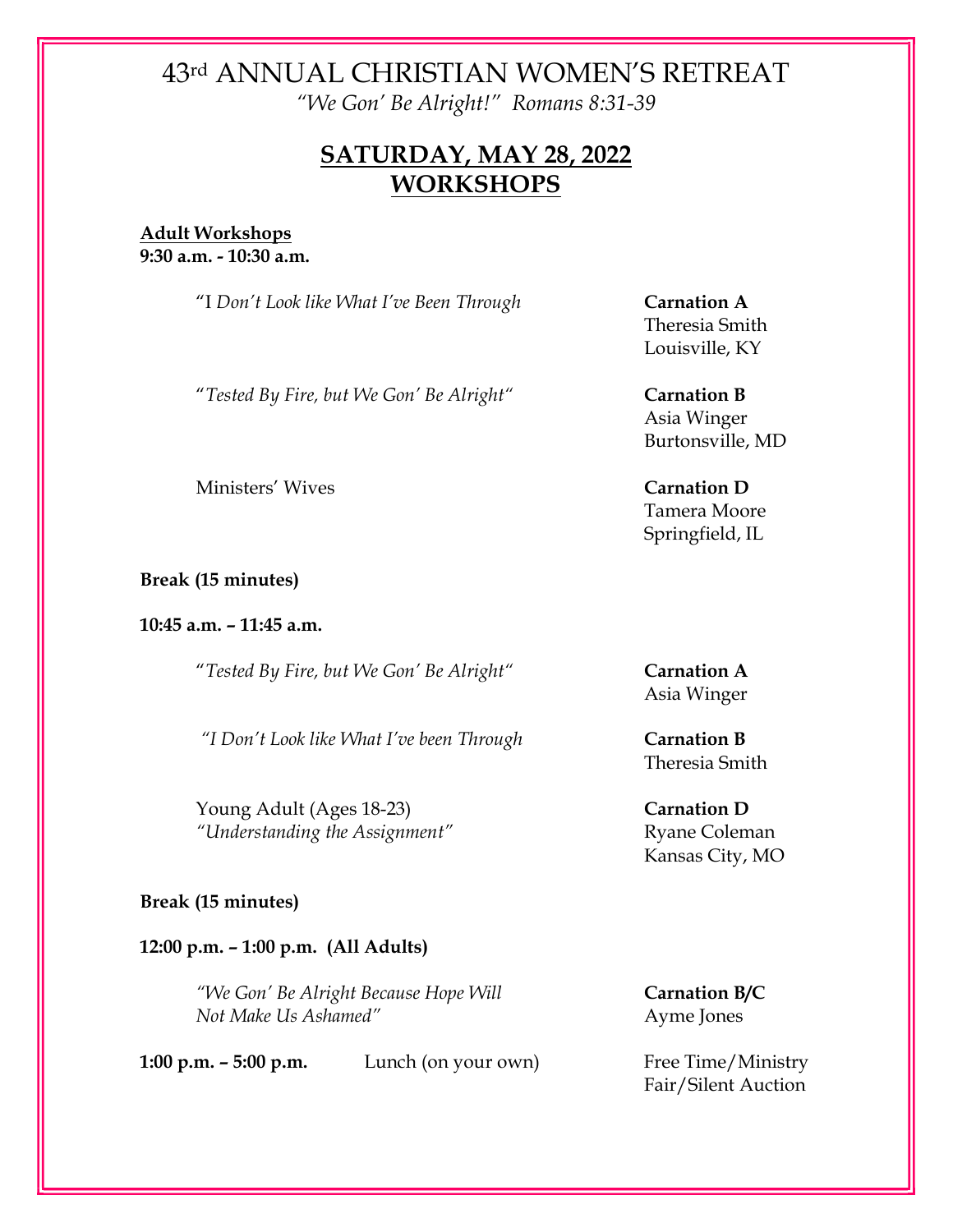# 43rd ANNUAL CHRISTIAN WOMEN'S RETREAT

*"We Gon' Be Alright!" Romans 8:31-39*

## SATURDAY, MAY 28, 2022
## WORKSHOPS

**Adult Workshops**

**9:30 a.m. - 10:30 a.m.**

"I *Don't Look like What I've Been Through* — **Carnation A**
Theresia Smith
Louisville, KY

"*Tested By Fire, but We Gon' Be Alright*" — **Carnation B**
Asia Winger
Burtonsville, MD

Ministers' Wives — **Carnation D**
Tamera Moore
Springfield, IL

**Break (15 minutes)**

**10:45 a.m. – 11:45 a.m.**

"*Tested By Fire, but We Gon' Be Alright*" — **Carnation A**
Asia Winger

*"I Don't Look like What I've been Through* — **Carnation B**
Theresia Smith

Young Adult (Ages 18-23)
*"Understanding the Assignment"* — **Carnation D**
Ryane Coleman
Kansas City, MO

**Break (15 minutes)**

**12:00 p.m. – 1:00 p.m. (All Adults)**

*"We Gon' Be Alright Because Hope Will Not Make Us Ashamed"* — **Carnation B/C**
Ayme Jones

**1:00 p.m. – 5:00 p.m.** Lunch (on your own) — Free Time/Ministry Fair/Silent Auction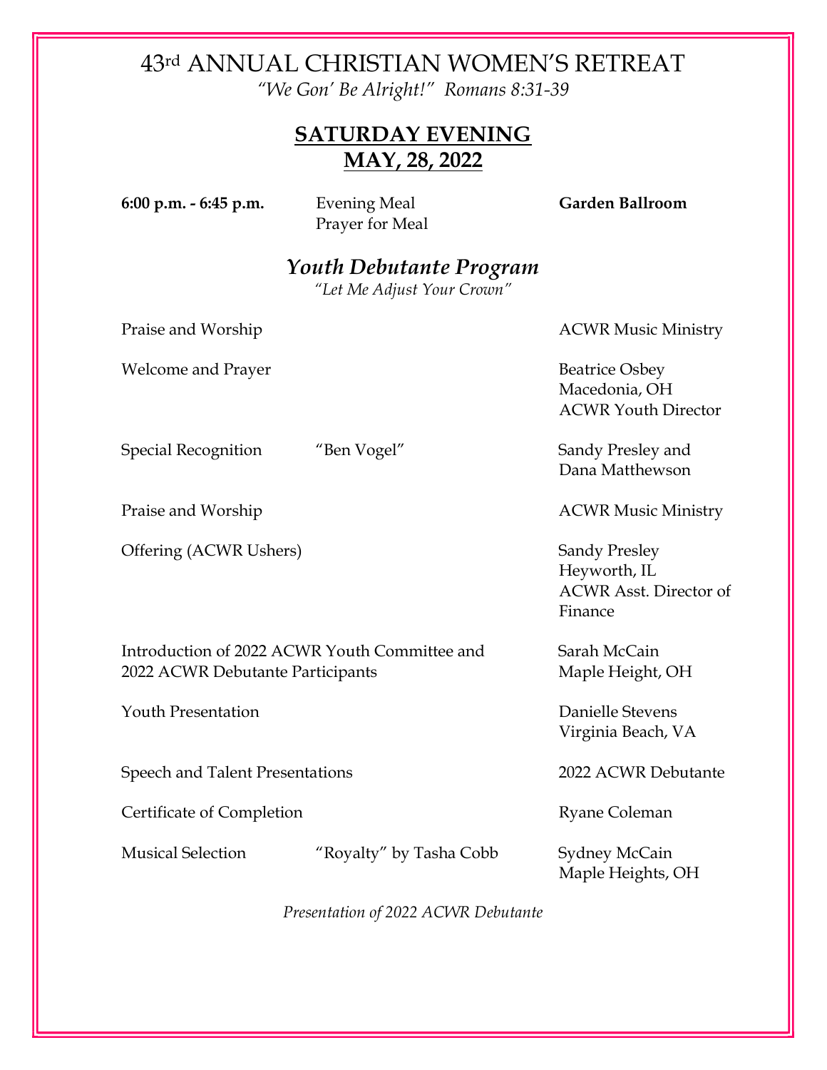# 43rd ANNUAL CHRISTIAN WOMEN'S RETREAT

*"We Gon' Be Alright!" Romans 8:31-39*

## SATURDAY EVENING
## MAY, 28, 2022

**6:00 p.m. - 6:45 p.m.** Evening Meal **Garden Ballroom**
Prayer for Meal

### *Youth Debutante Program*

*"Let Me Adjust Your Crown"*

| Program Item | Details | Presenter |
|---|---|---|
| Praise and Worship | | ACWR Music Ministry |
| Welcome and Prayer | | Beatrice Osbey<br>Macedonia, OH<br>ACWR Youth Director |
| Special Recognition | "Ben Vogel" | Sandy Presley and<br>Dana Matthewson |
| Praise and Worship | | ACWR Music Ministry |
| Offering (ACWR Ushers) | | Sandy Presley<br>Heyworth, IL<br>ACWR Asst. Director of Finance |
| Introduction of 2022 ACWR Youth Committee and 2022 ACWR Debutante Participants | | Sarah McCain<br>Maple Height, OH |
| Youth Presentation | | Danielle Stevens<br>Virginia Beach, VA |
| Speech and Talent Presentations | | 2022 ACWR Debutante |
| Certificate of Completion | | Ryane Coleman |
| Musical Selection | "Royalty" by Tasha Cobb | Sydney McCain<br>Maple Heights, OH |

*Presentation of 2022 ACWR Debutante*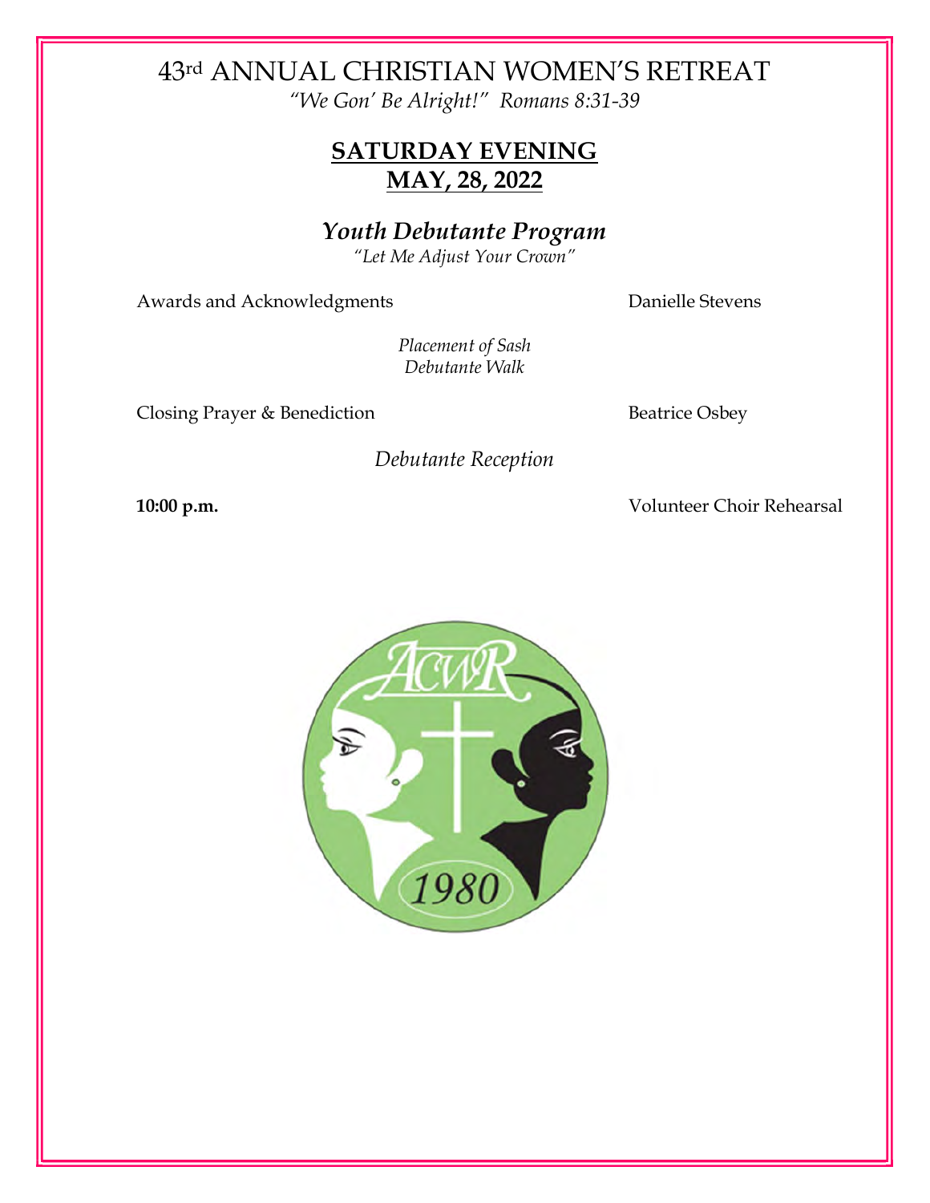# 43rd ANNUAL CHRISTIAN WOMEN'S RETREAT

*"We Gon' Be Alright!" Romans 8:31-39*

## SATURDAY EVENING
## MAY, 28, 2022

### *Youth Debutante Program*

*"Let Me Adjust Your Crown"*

Awards and Acknowledgments — Danielle Stevens

*Placement of Sash*
*Debutante Walk*

Closing Prayer & Benediction — Beatrice Osbey

*Debutante Reception*

**10:00 p.m.** — Volunteer Choir Rehearsal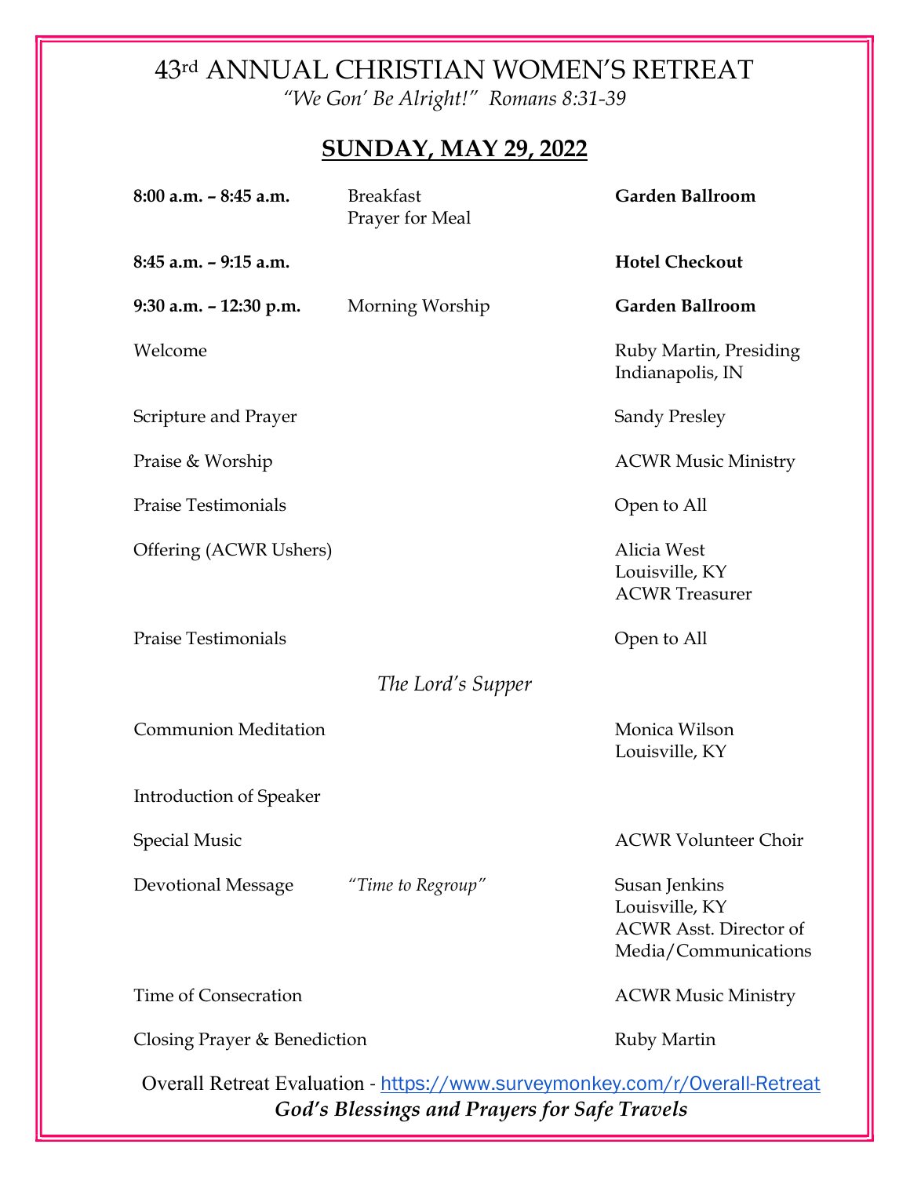# 43rd ANNUAL CHRISTIAN WOMEN'S RETREAT

*"We Gon' Be Alright!" Romans 8:31-39*

## SUNDAY, MAY 29, 2022

| | | |
|---|---|---|
| **8:00 a.m. – 8:45 a.m.** | Breakfast<br>Prayer for Meal | **Garden Ballroom** |
| **8:45 a.m. – 9:15 a.m.** | | **Hotel Checkout** |
| **9:30 a.m. – 12:30 p.m.** | Morning Worship | **Garden Ballroom** |
| Welcome | | Ruby Martin, Presiding<br>Indianapolis, IN |
| Scripture and Prayer | | Sandy Presley |
| Praise & Worship | | ACWR Music Ministry |
| Praise Testimonials | | Open to All |
| Offering (ACWR Ushers) | | Alicia West<br>Louisville, KY<br>ACWR Treasurer |
| Praise Testimonials | | Open to All |

*The Lord's Supper*

| | | |
|---|---|---|
| Communion Meditation | | Monica Wilson<br>Louisville, KY |
| Introduction of Speaker | | |
| Special Music | | ACWR Volunteer Choir |
| Devotional Message | *"Time to Regroup"* | Susan Jenkins<br>Louisville, KY<br>ACWR Asst. Director of Media/Communications |
| Time of Consecration | | ACWR Music Ministry |
| Closing Prayer & Benediction | | Ruby Martin |

Overall Retreat Evaluation - https://www.surveymonkey.com/r/Overall-Retreat

***God's Blessings and Prayers for Safe Travels***